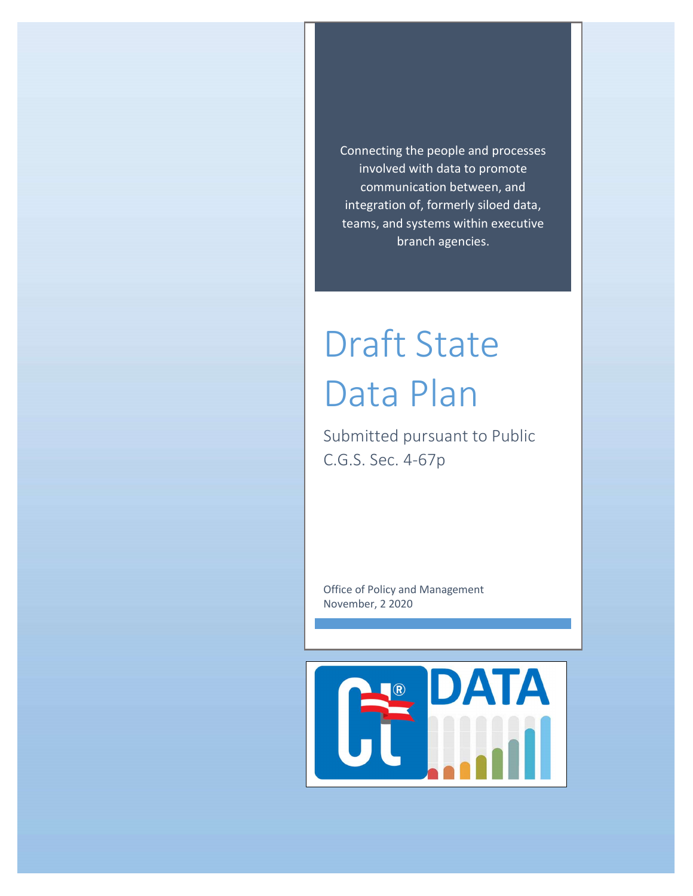Connecting the people and processes involved with data to promote communication between, and integration of, formerly siloed data, teams, and systems within executive branch agencies.

# Draft State Data Plan

Submitted pursuant to Public C.G.S. Sec. 4-67p

Office of Policy and Management
November, 2 2020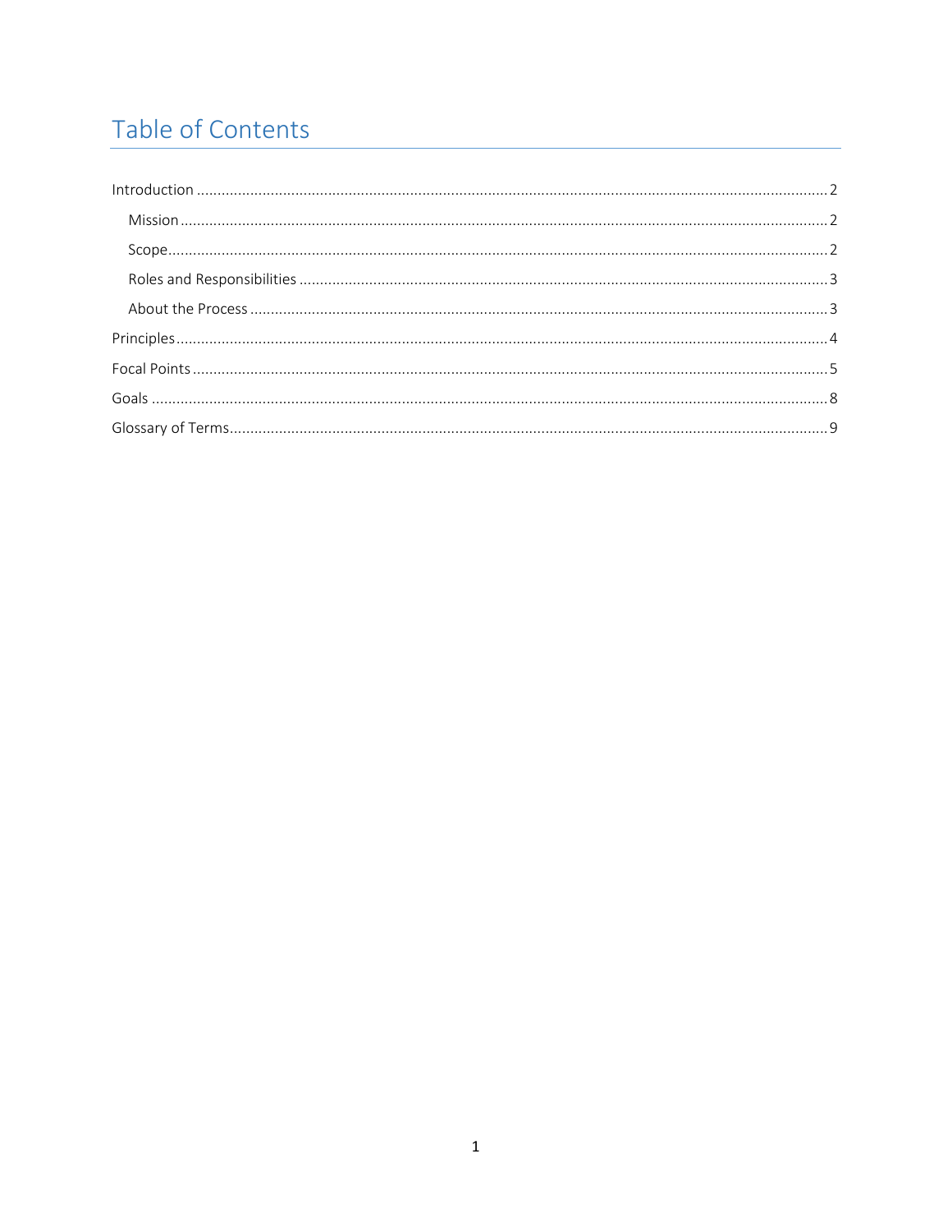# Table of Contents

Introduction ........................................................................................................................................ 2

- Mission ........................................................................................................................................ 2
- Scope ........................................................................................................................................... 2
- Roles and Responsibilities ........................................................................................................... 3
- About the Process ....................................................................................................................... 3

Principles .............................................................................................................................................. 4

Focal Points .......................................................................................................................................... 5

Goals ..................................................................................................................................................... 8

Glossary of Terms .................................................................................................................................. 9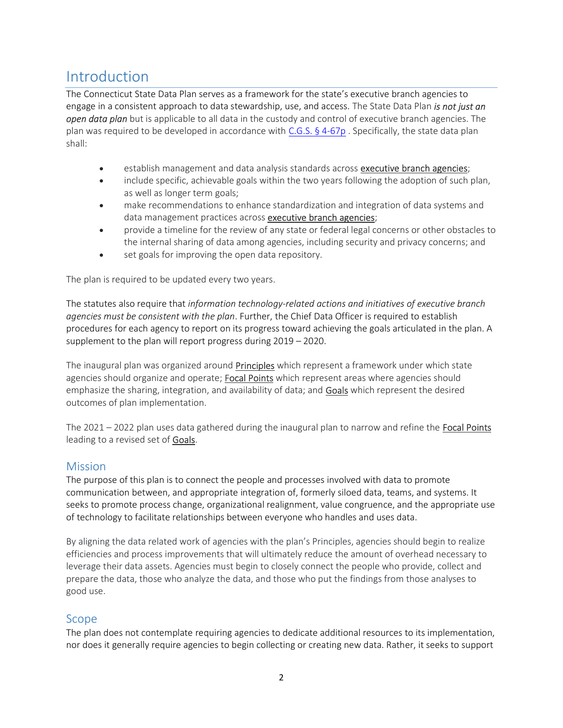# Introduction

The Connecticut State Data Plan serves as a framework for the state's executive branch agencies to engage in a consistent approach to data stewardship, use, and access. The State Data Plan ***is not just an open data plan*** but is applicable to all data in the custody and control of executive branch agencies. The plan was required to be developed in accordance with C.G.S. § 4-67p . Specifically, the state data plan shall:

- establish management and data analysis standards across executive branch agencies;
- include specific, achievable goals within the two years following the adoption of such plan, as well as longer term goals;
- make recommendations to enhance standardization and integration of data systems and data management practices across executive branch agencies;
- provide a timeline for the review of any state or federal legal concerns or other obstacles to the internal sharing of data among agencies, including security and privacy concerns; and
- set goals for improving the open data repository.

The plan is required to be updated every two years.

The statutes also require that *information technology-related actions and initiatives of executive branch agencies must be consistent with the plan*. Further, the Chief Data Officer is required to establish procedures for each agency to report on its progress toward achieving the goals articulated in the plan. A supplement to the plan will report progress during 2019 – 2020.

The inaugural plan was organized around Principles which represent a framework under which state agencies should organize and operate; Focal Points which represent areas where agencies should emphasize the sharing, integration, and availability of data; and Goals which represent the desired outcomes of plan implementation.

The 2021 – 2022 plan uses data gathered during the inaugural plan to narrow and refine the Focal Points leading to a revised set of Goals.

## Mission

The purpose of this plan is to connect the people and processes involved with data to promote communication between, and appropriate integration of, formerly siloed data, teams, and systems. It seeks to promote process change, organizational realignment, value congruence, and the appropriate use of technology to facilitate relationships between everyone who handles and uses data.

By aligning the data related work of agencies with the plan's Principles, agencies should begin to realize efficiencies and process improvements that will ultimately reduce the amount of overhead necessary to leverage their data assets. Agencies must begin to closely connect the people who provide, collect and prepare the data, those who analyze the data, and those who put the findings from those analyses to good use.

## Scope

The plan does not contemplate requiring agencies to dedicate additional resources to its implementation, nor does it generally require agencies to begin collecting or creating new data. Rather, it seeks to support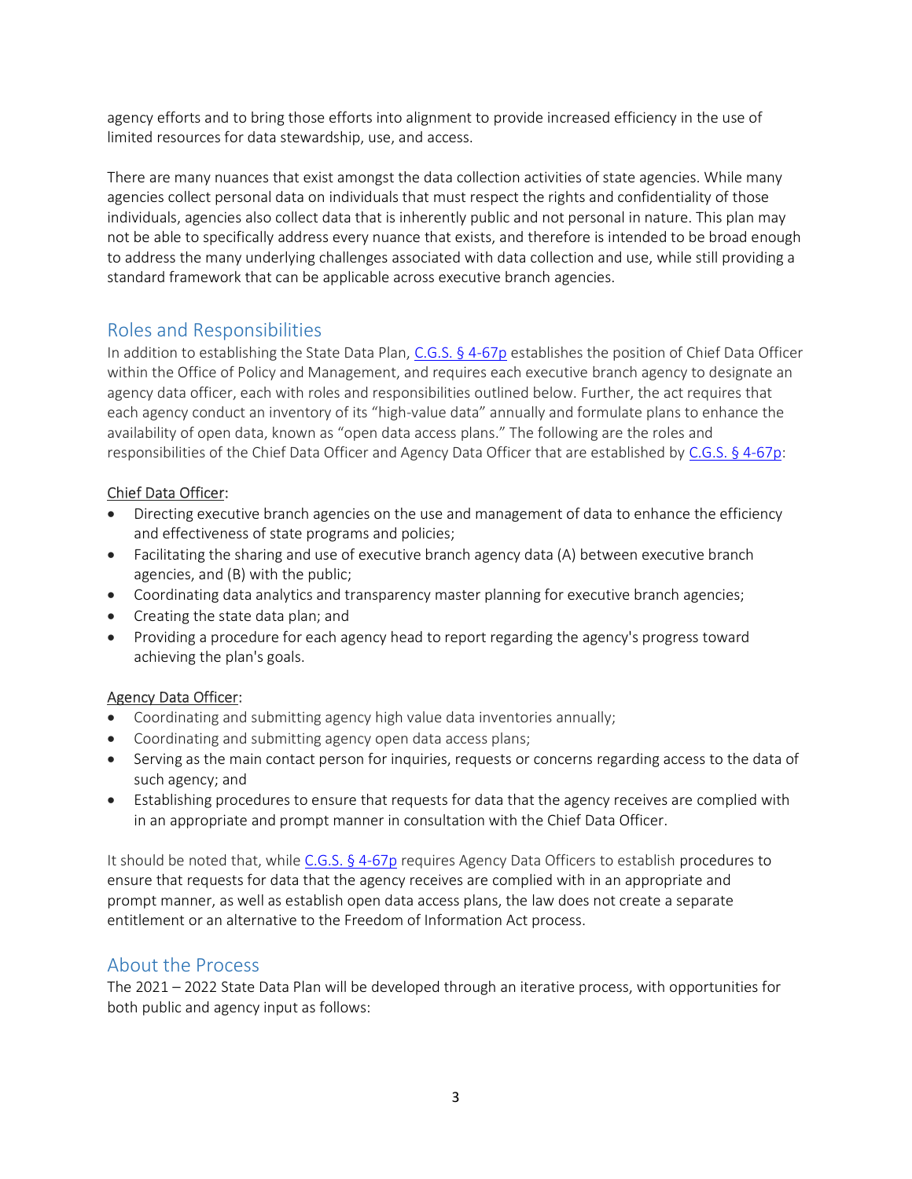agency efforts and to bring those efforts into alignment to provide increased efficiency in the use of limited resources for data stewardship, use, and access.

There are many nuances that exist amongst the data collection activities of state agencies. While many agencies collect personal data on individuals that must respect the rights and confidentiality of those individuals, agencies also collect data that is inherently public and not personal in nature. This plan may not be able to specifically address every nuance that exists, and therefore is intended to be broad enough to address the many underlying challenges associated with data collection and use, while still providing a standard framework that can be applicable across executive branch agencies.

## Roles and Responsibilities

In addition to establishing the State Data Plan, C.G.S. § 4-67p establishes the position of Chief Data Officer within the Office of Policy and Management, and requires each executive branch agency to designate an agency data officer, each with roles and responsibilities outlined below. Further, the act requires that each agency conduct an inventory of its "high-value data" annually and formulate plans to enhance the availability of open data, known as "open data access plans." The following are the roles and responsibilities of the Chief Data Officer and Agency Data Officer that are established by C.G.S. § 4-67p:

Chief Data Officer:

- Directing executive branch agencies on the use and management of data to enhance the efficiency and effectiveness of state programs and policies;
- Facilitating the sharing and use of executive branch agency data (A) between executive branch agencies, and (B) with the public;
- Coordinating data analytics and transparency master planning for executive branch agencies;
- Creating the state data plan; and
- Providing a procedure for each agency head to report regarding the agency's progress toward achieving the plan's goals.

Agency Data Officer:

- Coordinating and submitting agency high value data inventories annually;
- Coordinating and submitting agency open data access plans;
- Serving as the main contact person for inquiries, requests or concerns regarding access to the data of such agency; and
- Establishing procedures to ensure that requests for data that the agency receives are complied with in an appropriate and prompt manner in consultation with the Chief Data Officer.

It should be noted that, while C.G.S. § 4-67p requires Agency Data Officers to establish procedures to ensure that requests for data that the agency receives are complied with in an appropriate and prompt manner, as well as establish open data access plans, the law does not create a separate entitlement or an alternative to the Freedom of Information Act process.

## About the Process

The 2021 – 2022 State Data Plan will be developed through an iterative process, with opportunities for both public and agency input as follows: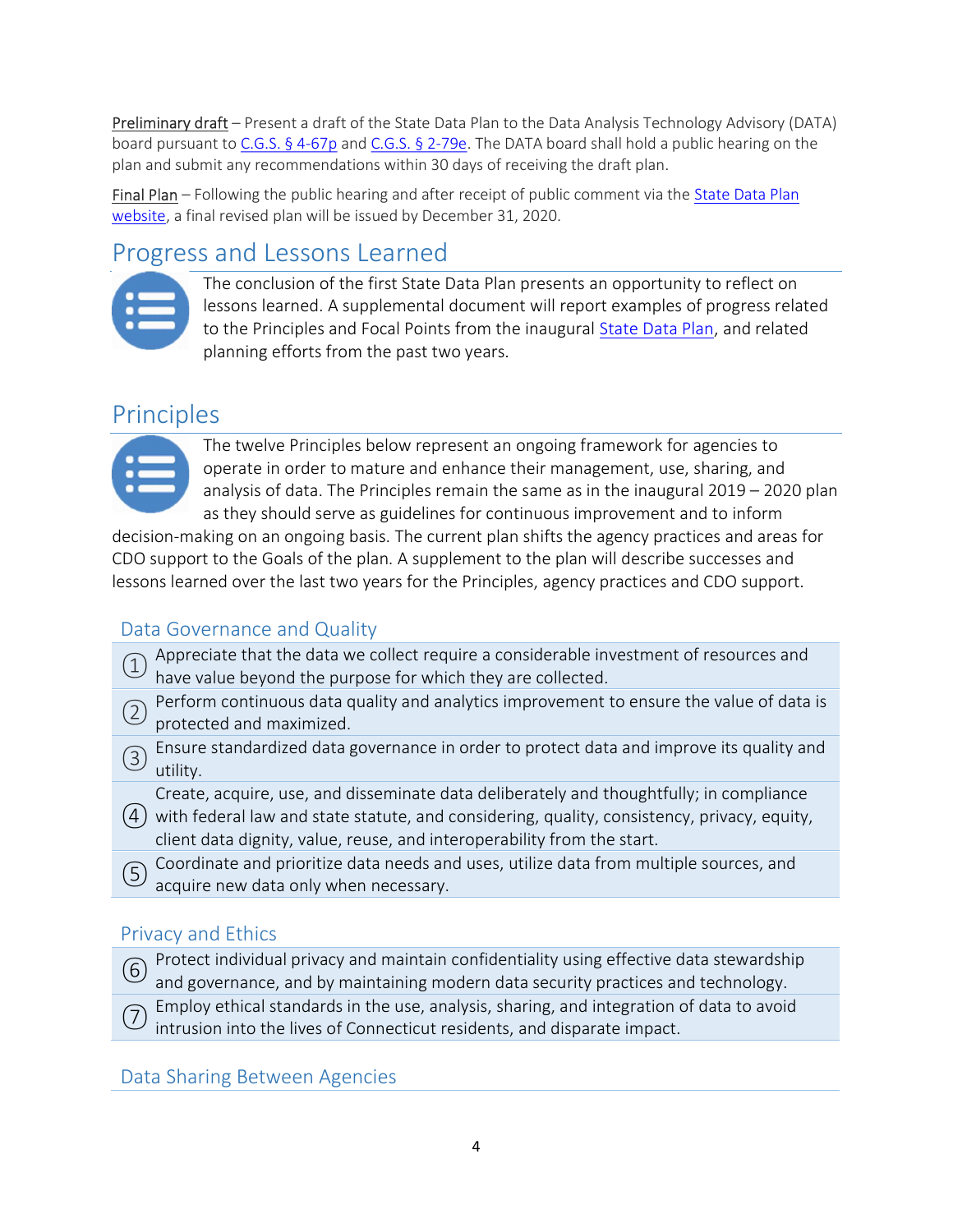<u>Preliminary draft</u> – Present a draft of the State Data Plan to the Data Analysis Technology Advisory (DATA) board pursuant to C.G.S. § 4-67p and C.G.S. § 2-79e. The DATA board shall hold a public hearing on the plan and submit any recommendations within 30 days of receiving the draft plan.

<u>Final Plan</u> – Following the public hearing and after receipt of public comment via the State Data Plan website, a final revised plan will be issued by December 31, 2020.

## Progress and Lessons Learned

The conclusion of the first State Data Plan presents an opportunity to reflect on lessons learned. A supplemental document will report examples of progress related to the Principles and Focal Points from the inaugural State Data Plan, and related planning efforts from the past two years.

## Principles

The twelve Principles below represent an ongoing framework for agencies to operate in order to mature and enhance their management, use, sharing, and analysis of data. The Principles remain the same as in the inaugural 2019 – 2020 plan as they should serve as guidelines for continuous improvement and to inform decision-making on an ongoing basis. The current plan shifts the agency practices and areas for CDO support to the Goals of the plan. A supplement to the plan will describe successes and lessons learned over the last two years for the Principles, agency practices and CDO support.

### Data Governance and Quality

| | |
|---|---|
| ① | Appreciate that the data we collect require a considerable investment of resources and have value beyond the purpose for which they are collected. |
| ② | Perform continuous data quality and analytics improvement to ensure the value of data is protected and maximized. |
| ③ | Ensure standardized data governance in order to protect data and improve its quality and utility. |
| ④ | Create, acquire, use, and disseminate data deliberately and thoughtfully; in compliance with federal law and state statute, and considering, quality, consistency, privacy, equity, client data dignity, value, reuse, and interoperability from the start. |
| ⑤ | Coordinate and prioritize data needs and uses, utilize data from multiple sources, and acquire new data only when necessary. |

### Privacy and Ethics

| | |
|---|---|
| ⑥ | Protect individual privacy and maintain confidentiality using effective data stewardship and governance, and by maintaining modern data security practices and technology. |
| ⑦ | Employ ethical standards in the use, analysis, sharing, and integration of data to avoid intrusion into the lives of Connecticut residents, and disparate impact. |

### Data Sharing Between Agencies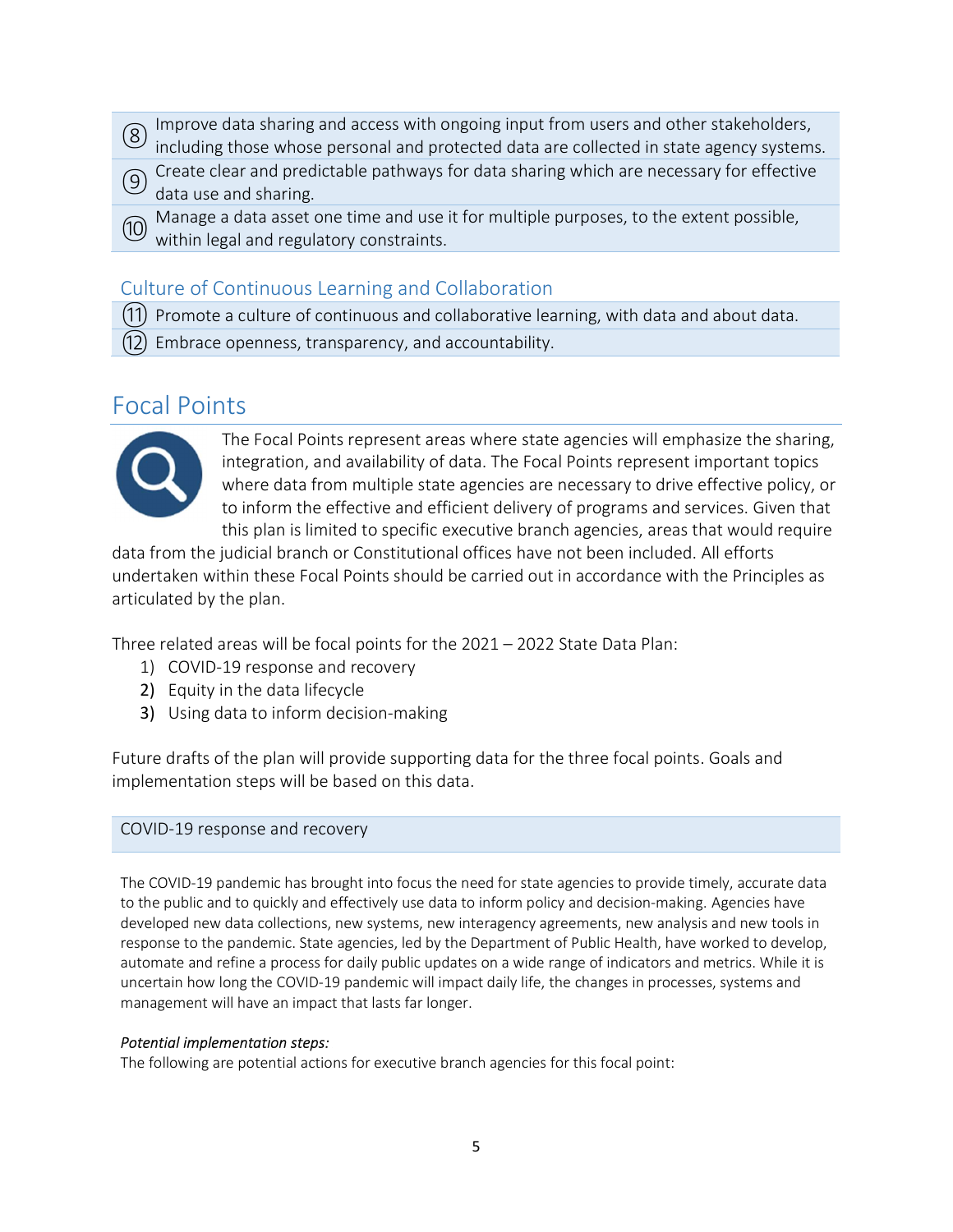| | |
|---|---|
| ⑧ | Improve data sharing and access with ongoing input from users and other stakeholders, including those whose personal and protected data are collected in state agency systems. |
| ⑨ | Create clear and predictable pathways for data sharing which are necessary for effective data use and sharing. |
| ⑩ | Manage a data asset one time and use it for multiple purposes, to the extent possible, within legal and regulatory constraints. |

### Culture of Continuous Learning and Collaboration

| | |
|---|---|
| ⑪ | Promote a culture of continuous and collaborative learning, with data and about data. |
| ⑫ | Embrace openness, transparency, and accountability. |

## Focal Points

The Focal Points represent areas where state agencies will emphasize the sharing, integration, and availability of data. The Focal Points represent important topics where data from multiple state agencies are necessary to drive effective policy, or to inform the effective and efficient delivery of programs and services. Given that this plan is limited to specific executive branch agencies, areas that would require data from the judicial branch or Constitutional offices have not been included. All efforts undertaken within these Focal Points should be carried out in accordance with the Principles as articulated by the plan.

Three related areas will be focal points for the 2021 – 2022 State Data Plan:

1) COVID-19 response and recovery
2) Equity in the data lifecycle
3) Using data to inform decision-making

Future drafts of the plan will provide supporting data for the three focal points. Goals and implementation steps will be based on this data.

### COVID-19 response and recovery

The COVID-19 pandemic has brought into focus the need for state agencies to provide timely, accurate data to the public and to quickly and effectively use data to inform policy and decision-making. Agencies have developed new data collections, new systems, new interagency agreements, new analysis and new tools in response to the pandemic. State agencies, led by the Department of Public Health, have worked to develop, automate and refine a process for daily public updates on a wide range of indicators and metrics. While it is uncertain how long the COVID-19 pandemic will impact daily life, the changes in processes, systems and management will have an impact that lasts far longer.

*Potential implementation steps:*
The following are potential actions for executive branch agencies for this focal point: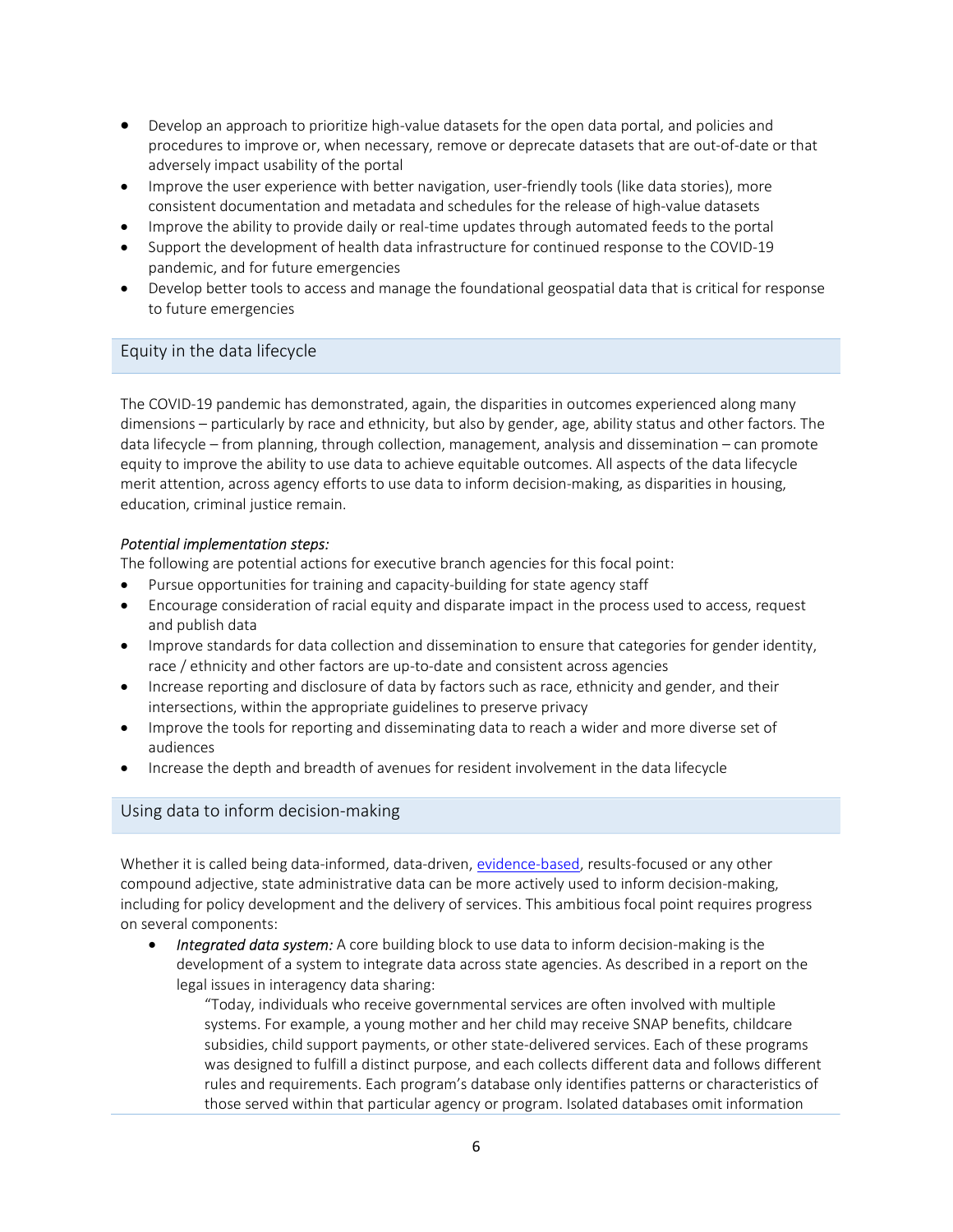- Develop an approach to prioritize high-value datasets for the open data portal, and policies and procedures to improve or, when necessary, remove or deprecate datasets that are out-of-date or that adversely impact usability of the portal
- Improve the user experience with better navigation, user-friendly tools (like data stories), more consistent documentation and metadata and schedules for the release of high-value datasets
- Improve the ability to provide daily or real-time updates through automated feeds to the portal
- Support the development of health data infrastructure for continued response to the COVID-19 pandemic, and for future emergencies
- Develop better tools to access and manage the foundational geospatial data that is critical for response to future emergencies

## Equity in the data lifecycle

The COVID-19 pandemic has demonstrated, again, the disparities in outcomes experienced along many dimensions – particularly by race and ethnicity, but also by gender, age, ability status and other factors. The data lifecycle – from planning, through collection, management, analysis and dissemination – can promote equity to improve the ability to use data to achieve equitable outcomes. All aspects of the data lifecycle merit attention, across agency efforts to use data to inform decision-making, as disparities in housing, education, criminal justice remain.

*Potential implementation steps:*
The following are potential actions for executive branch agencies for this focal point:

- Pursue opportunities for training and capacity-building for state agency staff
- Encourage consideration of racial equity and disparate impact in the process used to access, request and publish data
- Improve standards for data collection and dissemination to ensure that categories for gender identity, race / ethnicity and other factors are up-to-date and consistent across agencies
- Increase reporting and disclosure of data by factors such as race, ethnicity and gender, and their intersections, within the appropriate guidelines to preserve privacy
- Improve the tools for reporting and disseminating data to reach a wider and more diverse set of audiences
- Increase the depth and breadth of avenues for resident involvement in the data lifecycle

## Using data to inform decision-making

Whether it is called being data-informed, data-driven, evidence-based, results-focused or any other compound adjective, state administrative data can be more actively used to inform decision-making, including for policy development and the delivery of services. This ambitious focal point requires progress on several components:

- *Integrated data system:* A core building block to use data to inform decision-making is the development of a system to integrate data across state agencies. As described in a report on the legal issues in interagency data sharing:

  > "Today, individuals who receive governmental services are often involved with multiple systems. For example, a young mother and her child may receive SNAP benefits, childcare subsidies, child support payments, or other state-delivered services. Each of these programs was designed to fulfill a distinct purpose, and each collects different data and follows different rules and requirements. Each program's database only identifies patterns or characteristics of those served within that particular agency or program. Isolated databases omit information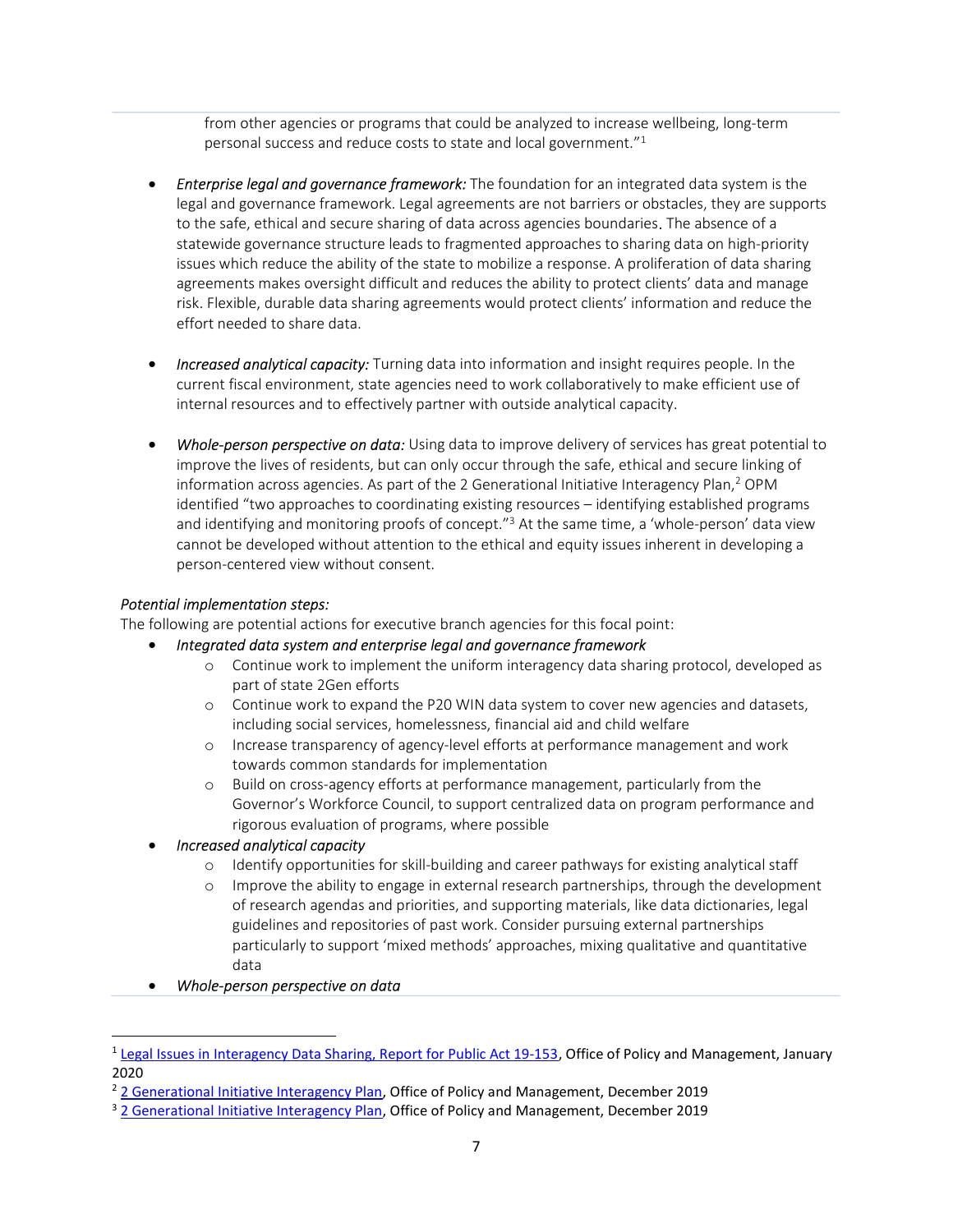from other agencies or programs that could be analyzed to increase wellbeing, long-term personal success and reduce costs to state and local government."[1]

- *Enterprise legal and governance framework:* The foundation for an integrated data system is the legal and governance framework. Legal agreements are not barriers or obstacles, they are supports to the safe, ethical and secure sharing of data across agencies boundaries. The absence of a statewide governance structure leads to fragmented approaches to sharing data on high-priority issues which reduce the ability of the state to mobilize a response. A proliferation of data sharing agreements makes oversight difficult and reduces the ability to protect clients' data and manage risk. Flexible, durable data sharing agreements would protect clients' information and reduce the effort needed to share data.

- *Increased analytical capacity:* Turning data into information and insight requires people. In the current fiscal environment, state agencies need to work collaboratively to make efficient use of internal resources and to effectively partner with outside analytical capacity.

- *Whole-person perspective on data:* Using data to improve delivery of services has great potential to improve the lives of residents, but can only occur through the safe, ethical and secure linking of information across agencies. As part of the 2 Generational Initiative Interagency Plan,[2] OPM identified "two approaches to coordinating existing resources – identifying established programs and identifying and monitoring proofs of concept."[3] At the same time, a 'whole-person' data view cannot be developed without attention to the ethical and equity issues inherent in developing a person-centered view without consent.

*Potential implementation steps:*

The following are potential actions for executive branch agencies for this focal point:

- *Integrated data system and enterprise legal and governance framework*
  - Continue work to implement the uniform interagency data sharing protocol, developed as part of state 2Gen efforts
  - Continue work to expand the P20 WIN data system to cover new agencies and datasets, including social services, homelessness, financial aid and child welfare
  - Increase transparency of agency-level efforts at performance management and work towards common standards for implementation
  - Build on cross-agency efforts at performance management, particularly from the Governor's Workforce Council, to support centralized data on program performance and rigorous evaluation of programs, where possible
- *Increased analytical capacity*
  - Identify opportunities for skill-building and career pathways for existing analytical staff
  - Improve the ability to engage in external research partnerships, through the development of research agendas and priorities, and supporting materials, like data dictionaries, legal guidelines and repositories of past work. Consider pursuing external partnerships particularly to support 'mixed methods' approaches, mixing qualitative and quantitative data
- *Whole-person perspective on data*

---

[1] Legal Issues in Interagency Data Sharing, Report for Public Act 19-153, Office of Policy and Management, January 2020

[2] 2 Generational Initiative Interagency Plan, Office of Policy and Management, December 2019

[3] 2 Generational Initiative Interagency Plan, Office of Policy and Management, December 2019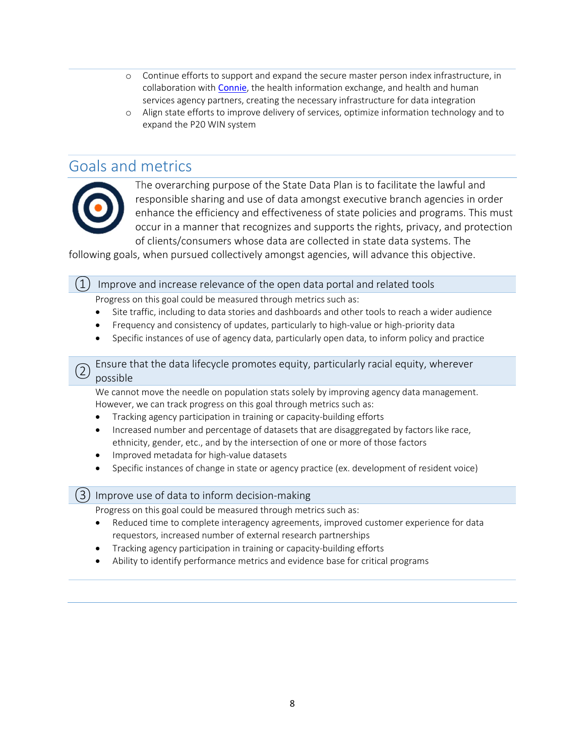- Continue efforts to support and expand the secure master person index infrastructure, in collaboration with [Connie](), the health information exchange, and health and human services agency partners, creating the necessary infrastructure for data integration
- Align state efforts to improve delivery of services, optimize information technology and to expand the P20 WIN system

## Goals and metrics

The overarching purpose of the State Data Plan is to facilitate the lawful and responsible sharing and use of data amongst executive branch agencies in order enhance the efficiency and effectiveness of state policies and programs. This must occur in a manner that recognizes and supports the rights, privacy, and protection of clients/consumers whose data are collected in state data systems. The following goals, when pursued collectively amongst agencies, will advance this objective.

### ① Improve and increase relevance of the open data portal and related tools

Progress on this goal could be measured through metrics such as:

- Site traffic, including to data stories and dashboards and other tools to reach a wider audience
- Frequency and consistency of updates, particularly to high-value or high-priority data
- Specific instances of use of agency data, particularly open data, to inform policy and practice

### ② Ensure that the data lifecycle promotes equity, particularly racial equity, wherever possible

We cannot move the needle on population stats solely by improving agency data management. However, we can track progress on this goal through metrics such as:

- Tracking agency participation in training or capacity-building efforts
- Increased number and percentage of datasets that are disaggregated by factors like race, ethnicity, gender, etc., and by the intersection of one or more of those factors
- Improved metadata for high-value datasets
- Specific instances of change in state or agency practice (ex. development of resident voice)

### ③ Improve use of data to inform decision-making

Progress on this goal could be measured through metrics such as:

- Reduced time to complete interagency agreements, improved customer experience for data requestors, increased number of external research partnerships
- Tracking agency participation in training or capacity-building efforts
- Ability to identify performance metrics and evidence base for critical programs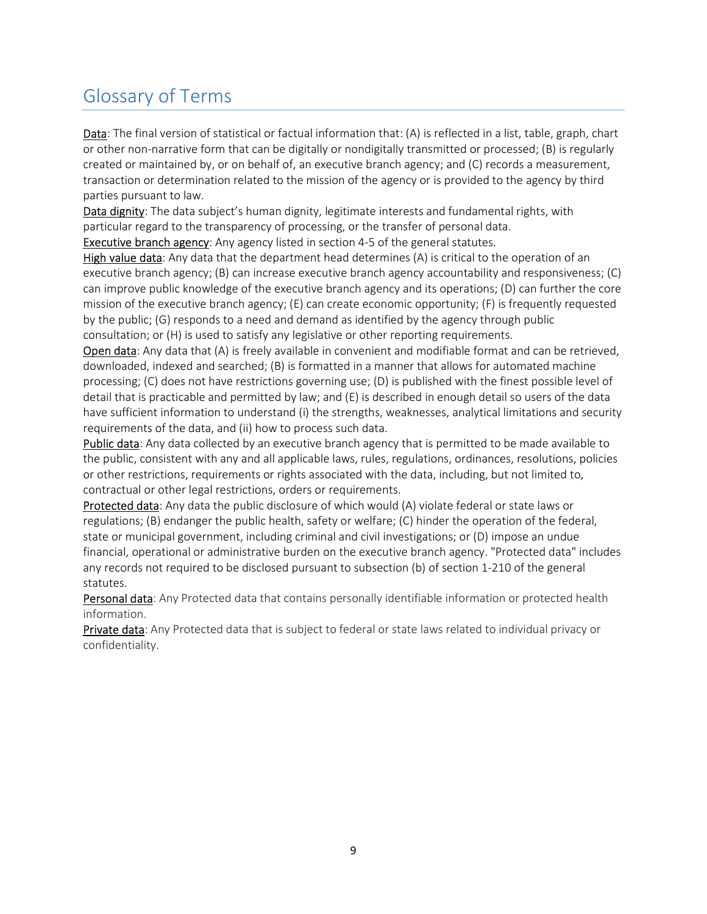## Glossary of Terms

Data: The final version of statistical or factual information that: (A) is reflected in a list, table, graph, chart or other non-narrative form that can be digitally or nondigitally transmitted or processed; (B) is regularly created or maintained by, or on behalf of, an executive branch agency; and (C) records a measurement, transaction or determination related to the mission of the agency or is provided to the agency by third parties pursuant to law.

Data dignity: The data subject's human dignity, legitimate interests and fundamental rights, with particular regard to the transparency of processing, or the transfer of personal data.

Executive branch agency: Any agency listed in section 4-5 of the general statutes.

High value data: Any data that the department head determines (A) is critical to the operation of an executive branch agency; (B) can increase executive branch agency accountability and responsiveness; (C) can improve public knowledge of the executive branch agency and its operations; (D) can further the core mission of the executive branch agency; (E) can create economic opportunity; (F) is frequently requested by the public; (G) responds to a need and demand as identified by the agency through public consultation; or (H) is used to satisfy any legislative or other reporting requirements.

Open data: Any data that (A) is freely available in convenient and modifiable format and can be retrieved, downloaded, indexed and searched; (B) is formatted in a manner that allows for automated machine processing; (C) does not have restrictions governing use; (D) is published with the finest possible level of detail that is practicable and permitted by law; and (E) is described in enough detail so users of the data have sufficient information to understand (i) the strengths, weaknesses, analytical limitations and security requirements of the data, and (ii) how to process such data.

Public data: Any data collected by an executive branch agency that is permitted to be made available to the public, consistent with any and all applicable laws, rules, regulations, ordinances, resolutions, policies or other restrictions, requirements or rights associated with the data, including, but not limited to, contractual or other legal restrictions, orders or requirements.

Protected data: Any data the public disclosure of which would (A) violate federal or state laws or regulations; (B) endanger the public health, safety or welfare; (C) hinder the operation of the federal, state or municipal government, including criminal and civil investigations; or (D) impose an undue financial, operational or administrative burden on the executive branch agency. "Protected data" includes any records not required to be disclosed pursuant to subsection (b) of section 1-210 of the general statutes.

Personal data: Any Protected data that contains personally identifiable information or protected health information.

Private data: Any Protected data that is subject to federal or state laws related to individual privacy or confidentiality.